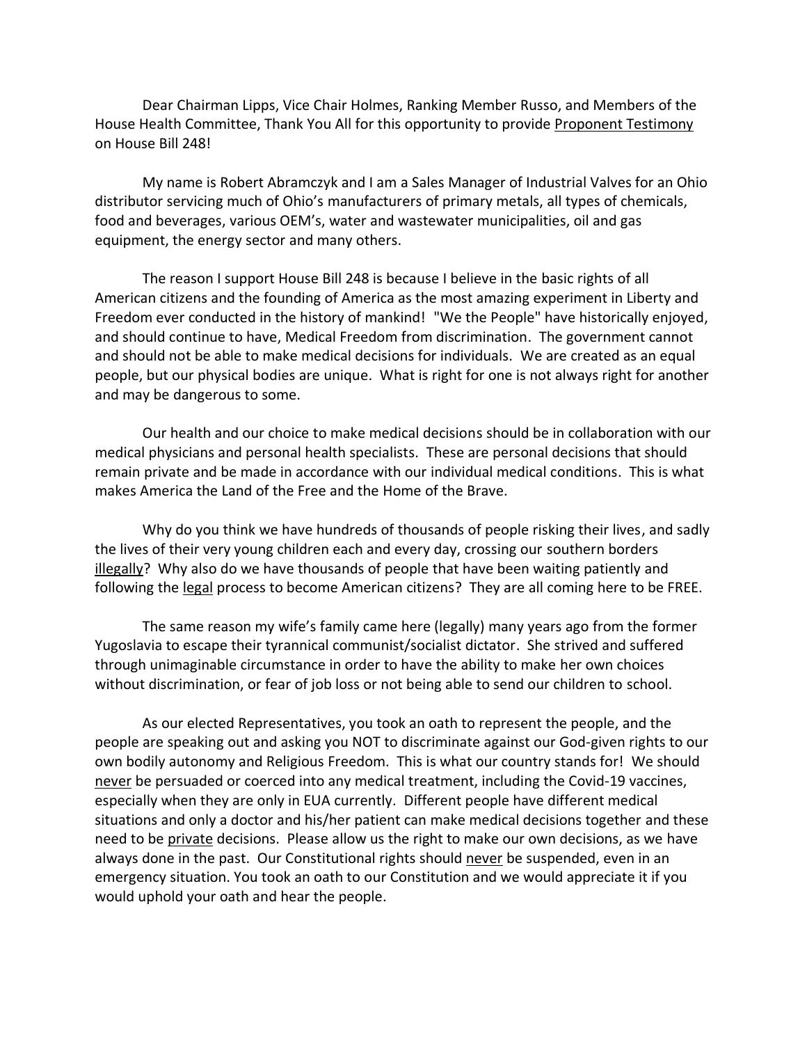Dear Chairman Lipps, Vice Chair Holmes, Ranking Member Russo, and Members of the House Health Committee, Thank You All for this opportunity to provide <u>Proponent Testimony</u> on House Bill 248!

My name is Robert Abramczyk and I am a Sales Manager of Industrial Valves for an Ohio distributor servicing much of Ohio's manufacturers of primary metals, all types of chemicals, food and beverages, various OEM's, water and wastewater municipalities, oil and gas equipment, the energy sector and many others.

The reason I support House Bill 248 is because I believe in the basic rights of all American citizens and the founding of America as the most amazing experiment in Liberty and Freedom ever conducted in the history of mankind! "We the People" have historically enjoyed, and should continue to have, Medical Freedom from discrimination. The government cannot and should not be able to make medical decisions for individuals. We are created as an equal people, but our physical bodies are unique. What is right for one is not always right for another and may be dangerous to some.

Our health and our choice to make medical decisions should be in collaboration with our medical physicians and personal health specialists. These are personal decisions that should remain private and be made in accordance with our individual medical conditions. This is what makes America the Land of the Free and the Home of the Brave.

Why do you think we have hundreds of thousands of people risking their lives, and sadly the lives of their very young children each and every day, crossing our southern borders <u>illegally</u>? Why also do we have thousands of people that have been waiting patiently and following the <u>legal</u> process to become American citizens? They are all coming here to be FREE.

The same reason my wife's family came here (legally) many years ago from the former Yugoslavia to escape their tyrannical communist/socialist dictator. She strived and suffered through unimaginable circumstance in order to have the ability to make her own choices without discrimination, or fear of job loss or not being able to send our children to school.

As our elected Representatives, you took an oath to represent the people, and the people are speaking out and asking you NOT to discriminate against our God-given rights to our own bodily autonomy and Religious Freedom. This is what our country stands for! We should <u>never</u> be persuaded or coerced into any medical treatment, including the Covid-19 vaccines, especially when they are only in EUA currently. Different people have different medical situations and only a doctor and his/her patient can make medical decisions together and these need to be <u>private</u> decisions. Please allow us the right to make our own decisions, as we have always done in the past. Our Constitutional rights should <u>never</u> be suspended, even in an emergency situation. You took an oath to our Constitution and we would appreciate it if you would uphold your oath and hear the people.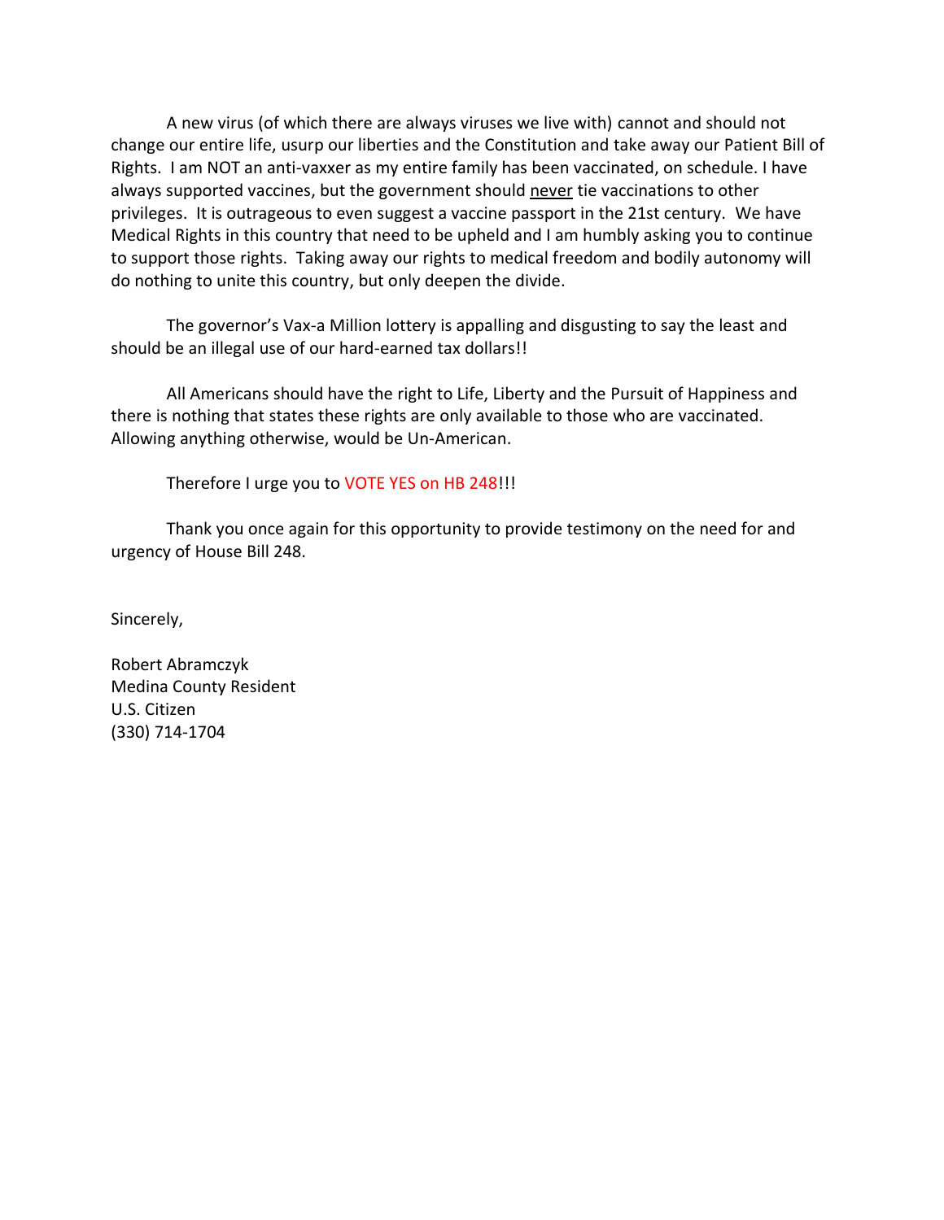A new virus (of which there are always viruses we live with) cannot and should not change our entire life, usurp our liberties and the Constitution and take away our Patient Bill of Rights. I am NOT an anti-vaxxer as my entire family has been vaccinated, on schedule. I have always supported vaccines, but the government should never tie vaccinations to other privileges. It is outrageous to even suggest a vaccine passport in the 21st century. We have Medical Rights in this country that need to be upheld and I am humbly asking you to continue to support those rights. Taking away our rights to medical freedom and bodily autonomy will do nothing to unite this country, but only deepen the divide.

The governor's Vax-a Million lottery is appalling and disgusting to say the least and should be an illegal use of our hard-earned tax dollars!!

All Americans should have the right to Life, Liberty and the Pursuit of Happiness and there is nothing that states these rights are only available to those who are vaccinated. Allowing anything otherwise, would be Un-American.

Therefore I urge you to VOTE YES on HB 248!!!

Thank you once again for this opportunity to provide testimony on the need for and urgency of House Bill 248.

Sincerely,

Robert Abramczyk
Medina County Resident
U.S. Citizen
(330) 714-1704